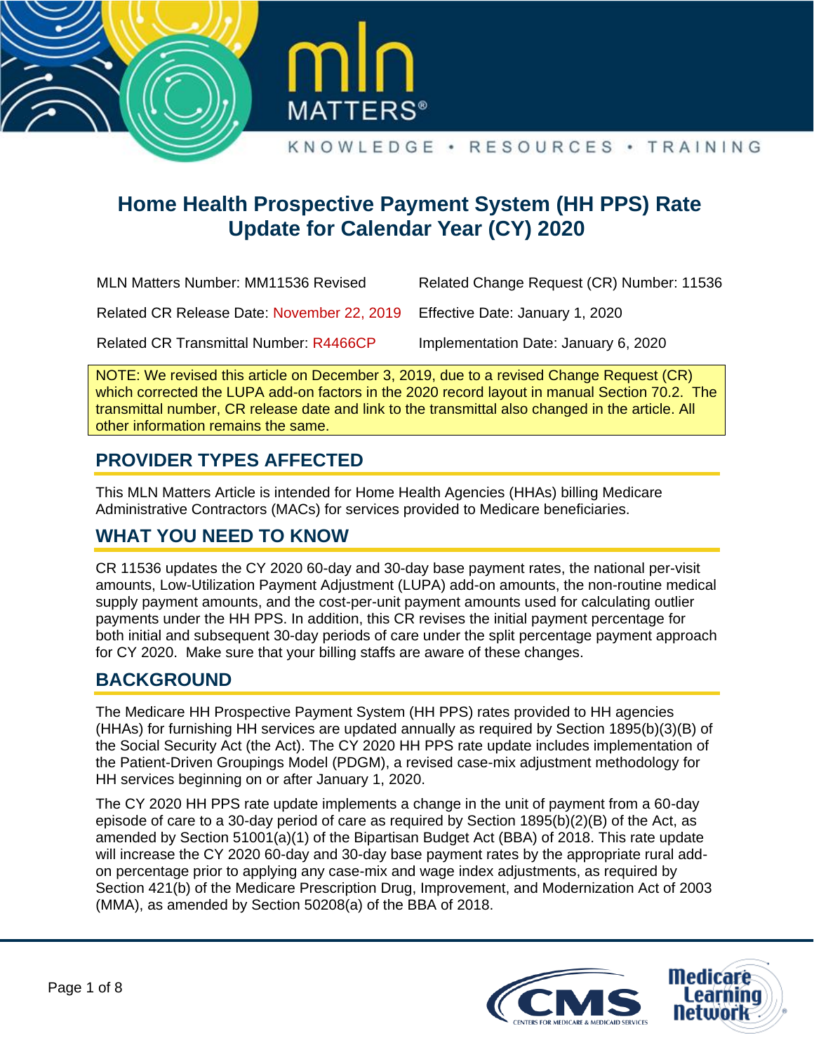# Home Health Prospective Payment System (HH PPS) Rate Update for Calendar Year (CY) 2020

| | |
|---|---|
| MLN Matters Number: MM11536 Revised | Related Change Request (CR) Number: 11536 |
| Related CR Release Date: November 22, 2019 | Effective Date: January 1, 2020 |
| Related CR Transmittal Number: R4466CP | Implementation Date: January 6, 2020 |

NOTE: We revised this article on December 3, 2019, due to a revised Change Request (CR) which corrected the LUPA add-on factors in the 2020 record layout in manual Section 70.2. The transmittal number, CR release date and link to the transmittal also changed in the article. All other information remains the same.

## PROVIDER TYPES AFFECTED

This MLN Matters Article is intended for Home Health Agencies (HHAs) billing Medicare Administrative Contractors (MACs) for services provided to Medicare beneficiaries.

## WHAT YOU NEED TO KNOW

CR 11536 updates the CY 2020 60-day and 30-day base payment rates, the national per-visit amounts, Low-Utilization Payment Adjustment (LUPA) add-on amounts, the non-routine medical supply payment amounts, and the cost-per-unit payment amounts used for calculating outlier payments under the HH PPS. In addition, this CR revises the initial payment percentage for both initial and subsequent 30-day periods of care under the split percentage payment approach for CY 2020. Make sure that your billing staffs are aware of these changes.

## BACKGROUND

The Medicare HH Prospective Payment System (HH PPS) rates provided to HH agencies (HHAs) for furnishing HH services are updated annually as required by Section 1895(b)(3)(B) of the Social Security Act (the Act). The CY 2020 HH PPS rate update includes implementation of the Patient-Driven Groupings Model (PDGM), a revised case-mix adjustment methodology for HH services beginning on or after January 1, 2020.

The CY 2020 HH PPS rate update implements a change in the unit of payment from a 60-day episode of care to a 30-day period of care as required by Section 1895(b)(2)(B) of the Act, as amended by Section 51001(a)(1) of the Bipartisan Budget Act (BBA) of 2018. This rate update will increase the CY 2020 60-day and 30-day base payment rates by the appropriate rural add-on percentage prior to applying any case-mix and wage index adjustments, as required by Section 421(b) of the Medicare Prescription Drug, Improvement, and Modernization Act of 2003 (MMA), as amended by Section 50208(a) of the BBA of 2018.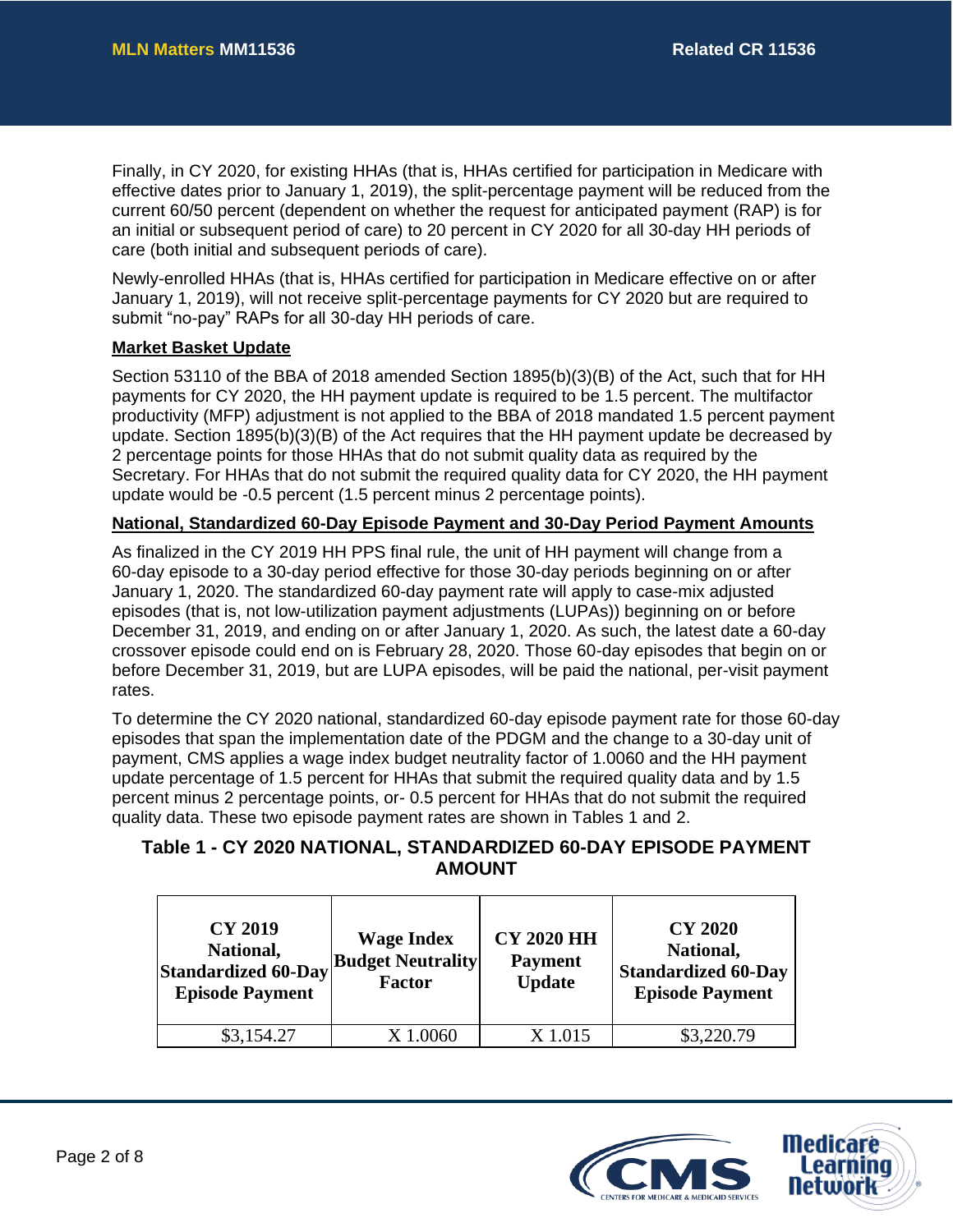Finally, in CY 2020, for existing HHAs (that is, HHAs certified for participation in Medicare with effective dates prior to January 1, 2019), the split-percentage payment will be reduced from the current 60/50 percent (dependent on whether the request for anticipated payment (RAP) is for an initial or subsequent period of care) to 20 percent in CY 2020 for all 30-day HH periods of care (both initial and subsequent periods of care).

Newly-enrolled HHAs (that is, HHAs certified for participation in Medicare effective on or after January 1, 2019), will not receive split-percentage payments for CY 2020 but are required to submit "no-pay" RAPs for all 30-day HH periods of care.

**Market Basket Update**

Section 53110 of the BBA of 2018 amended Section 1895(b)(3)(B) of the Act, such that for HH payments for CY 2020, the HH payment update is required to be 1.5 percent. The multifactor productivity (MFP) adjustment is not applied to the BBA of 2018 mandated 1.5 percent payment update. Section 1895(b)(3)(B) of the Act requires that the HH payment update be decreased by 2 percentage points for those HHAs that do not submit quality data as required by the Secretary. For HHAs that do not submit the required quality data for CY 2020, the HH payment update would be -0.5 percent (1.5 percent minus 2 percentage points).

**National, Standardized 60-Day Episode Payment and 30-Day Period Payment Amounts**

As finalized in the CY 2019 HH PPS final rule, the unit of HH payment will change from a 60-day episode to a 30-day period effective for those 30-day periods beginning on or after January 1, 2020. The standardized 60-day payment rate will apply to case-mix adjusted episodes (that is, not low-utilization payment adjustments (LUPAs)) beginning on or before December 31, 2019, and ending on or after January 1, 2020. As such, the latest date a 60-day crossover episode could end on is February 28, 2020. Those 60-day episodes that begin on or before December 31, 2019, but are LUPA episodes, will be paid the national, per-visit payment rates.

To determine the CY 2020 national, standardized 60-day episode payment rate for those 60-day episodes that span the implementation date of the PDGM and the change to a 30-day unit of payment, CMS applies a wage index budget neutrality factor of 1.0060 and the HH payment update percentage of 1.5 percent for HHAs that submit the required quality data and by 1.5 percent minus 2 percentage points, or- 0.5 percent for HHAs that do not submit the required quality data. These two episode payment rates are shown in Tables 1 and 2.

**Table 1 - CY 2020 NATIONAL, STANDARDIZED 60-DAY EPISODE PAYMENT AMOUNT**

| CY 2019 National, Standardized 60-Day Episode Payment | Wage Index Budget Neutrality Factor | CY 2020 HH Payment Update | CY 2020 National, Standardized 60-Day Episode Payment |
|---|---|---|---|
| $3,154.27 | X 1.0060 | X 1.015 | $3,220.79 |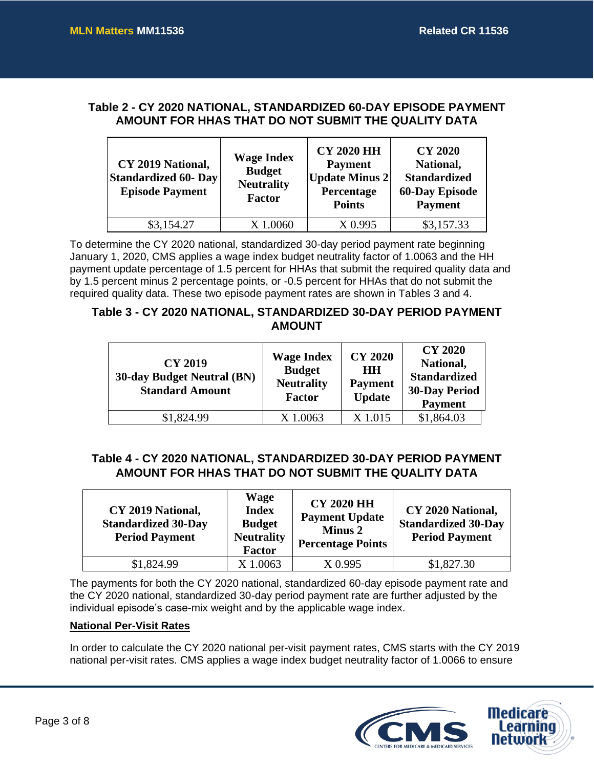**Table 2 - CY 2020 NATIONAL, STANDARDIZED 60-DAY EPISODE PAYMENT AMOUNT FOR HHAS THAT DO NOT SUBMIT THE QUALITY DATA**

| CY 2019 National, Standardized 60- Day Episode Payment | Wage Index Budget Neutrality Factor | CY 2020 HH Payment Update Minus 2 Percentage Points | CY 2020 National, Standardized 60-Day Episode Payment |
|---|---|---|---|
| $3,154.27 | X 1.0060 | X 0.995 | $3,157.33 |

To determine the CY 2020 national, standardized 30-day period payment rate beginning January 1, 2020, CMS applies a wage index budget neutrality factor of 1.0063 and the HH payment update percentage of 1.5 percent for HHAs that submit the required quality data and by 1.5 percent minus 2 percentage points, or -0.5 percent for HHAs that do not submit the required quality data. These two episode payment rates are shown in Tables 3 and 4.

**Table 3 - CY 2020 NATIONAL, STANDARDIZED 30-DAY PERIOD PAYMENT AMOUNT**

| CY 2019 30-day Budget Neutral (BN) Standard Amount | Wage Index Budget Neutrality Factor | CY 2020 HH Payment Update | CY 2020 National, Standardized 30-Day Period Payment |
|---|---|---|---|
| $1,824.99 | X 1.0063 | X 1.015 | $1,864.03 |

**Table 4 - CY 2020 NATIONAL, STANDARDIZED 30-DAY PERIOD PAYMENT AMOUNT FOR HHAS THAT DO NOT SUBMIT THE QUALITY DATA**

| CY 2019 National, Standardized 30-Day Period Payment | Wage Index Budget Neutrality Factor | CY 2020 HH Payment Update Minus 2 Percentage Points | CY 2020 National, Standardized 30-Day Period Payment |
|---|---|---|---|
| $1,824.99 | X 1.0063 | X 0.995 | $1,827.30 |

The payments for both the CY 2020 national, standardized 60-day episode payment rate and the CY 2020 national, standardized 30-day period payment rate are further adjusted by the individual episode's case-mix weight and by the applicable wage index.

**National Per-Visit Rates**

In order to calculate the CY 2020 national per-visit payment rates, CMS starts with the CY 2019 national per-visit rates. CMS applies a wage index budget neutrality factor of 1.0066 to ensure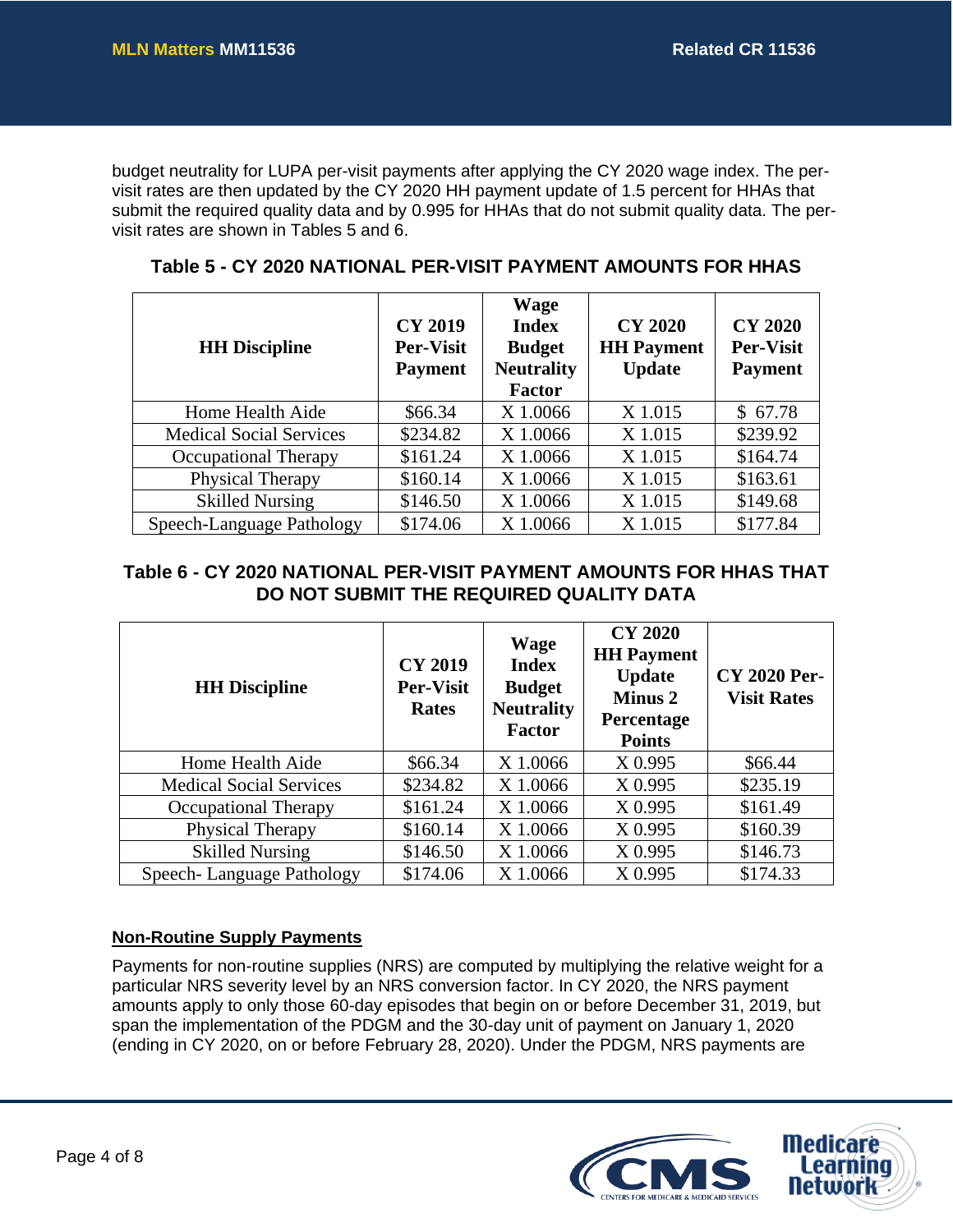budget neutrality for LUPA per-visit payments after applying the CY 2020 wage index. The per-visit rates are then updated by the CY 2020 HH payment update of 1.5 percent for HHAs that submit the required quality data and by 0.995 for HHAs that do not submit quality data. The per-visit rates are shown in Tables 5 and 6.

**Table 5 - CY 2020 NATIONAL PER-VISIT PAYMENT AMOUNTS FOR HHAS**

| HH Discipline | CY 2019 Per-Visit Payment | Wage Index Budget Neutrality Factor | CY 2020 HH Payment Update | CY 2020 Per-Visit Payment |
|---|---|---|---|---|
| Home Health Aide | $66.34 | X 1.0066 | X 1.015 | $ 67.78 |
| Medical Social Services | $234.82 | X 1.0066 | X 1.015 | $239.92 |
| Occupational Therapy | $161.24 | X 1.0066 | X 1.015 | $164.74 |
| Physical Therapy | $160.14 | X 1.0066 | X 1.015 | $163.61 |
| Skilled Nursing | $146.50 | X 1.0066 | X 1.015 | $149.68 |
| Speech-Language Pathology | $174.06 | X 1.0066 | X 1.015 | $177.84 |

**Table 6 - CY 2020 NATIONAL PER-VISIT PAYMENT AMOUNTS FOR HHAS THAT DO NOT SUBMIT THE REQUIRED QUALITY DATA**

| HH Discipline | CY 2019 Per-Visit Rates | Wage Index Budget Neutrality Factor | CY 2020 HH Payment Update Minus 2 Percentage Points | CY 2020 Per-Visit Rates |
|---|---|---|---|---|
| Home Health Aide | $66.34 | X 1.0066 | X 0.995 | $66.44 |
| Medical Social Services | $234.82 | X 1.0066 | X 0.995 | $235.19 |
| Occupational Therapy | $161.24 | X 1.0066 | X 0.995 | $161.49 |
| Physical Therapy | $160.14 | X 1.0066 | X 0.995 | $160.39 |
| Skilled Nursing | $146.50 | X 1.0066 | X 0.995 | $146.73 |
| Speech- Language Pathology | $174.06 | X 1.0066 | X 0.995 | $174.33 |

## Non-Routine Supply Payments

Payments for non-routine supplies (NRS) are computed by multiplying the relative weight for a particular NRS severity level by an NRS conversion factor. In CY 2020, the NRS payment amounts apply to only those 60-day episodes that begin on or before December 31, 2019, but span the implementation of the PDGM and the 30-day unit of payment on January 1, 2020 (ending in CY 2020, on or before February 28, 2020). Under the PDGM, NRS payments are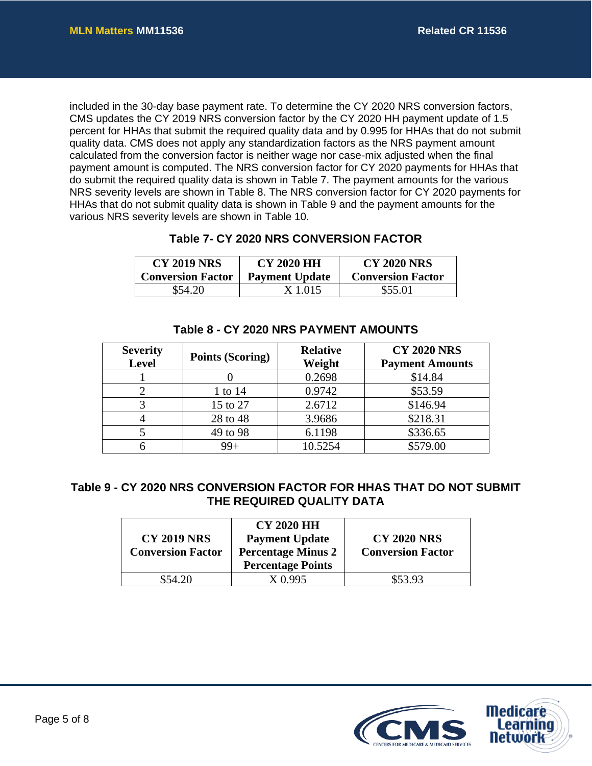included in the 30-day base payment rate. To determine the CY 2020 NRS conversion factors, CMS updates the CY 2019 NRS conversion factor by the CY 2020 HH payment update of 1.5 percent for HHAs that submit the required quality data and by 0.995 for HHAs that do not submit quality data. CMS does not apply any standardization factors as the NRS payment amount calculated from the conversion factor is neither wage nor case-mix adjusted when the final payment amount is computed. The NRS conversion factor for CY 2020 payments for HHAs that do submit the required quality data is shown in Table 7. The payment amounts for the various NRS severity levels are shown in Table 8. The NRS conversion factor for CY 2020 payments for HHAs that do not submit quality data is shown in Table 9 and the payment amounts for the various NRS severity levels are shown in Table 10.

**Table 7- CY 2020 NRS CONVERSION FACTOR**

| CY 2019 NRS Conversion Factor | CY 2020 HH Payment Update | CY 2020 NRS Conversion Factor |
|---|---|---|
| $54.20 | X 1.015 | $55.01 |

**Table 8 - CY 2020 NRS PAYMENT AMOUNTS**

| Severity Level | Points (Scoring) | Relative Weight | CY 2020 NRS Payment Amounts |
|---|---|---|---|
| 1 | 0 | 0.2698 | $14.84 |
| 2 | 1 to 14 | 0.9742 | $53.59 |
| 3 | 15 to 27 | 2.6712 | $146.94 |
| 4 | 28 to 48 | 3.9686 | $218.31 |
| 5 | 49 to 98 | 6.1198 | $336.65 |
| 6 | 99+ | 10.5254 | $579.00 |

**Table 9 - CY 2020 NRS CONVERSION FACTOR FOR HHAS THAT DO NOT SUBMIT THE REQUIRED QUALITY DATA**

| CY 2019 NRS Conversion Factor | CY 2020 HH Payment Update Percentage Minus 2 Percentage Points | CY 2020 NRS Conversion Factor |
|---|---|---|
| $54.20 | X 0.995 | $53.93 |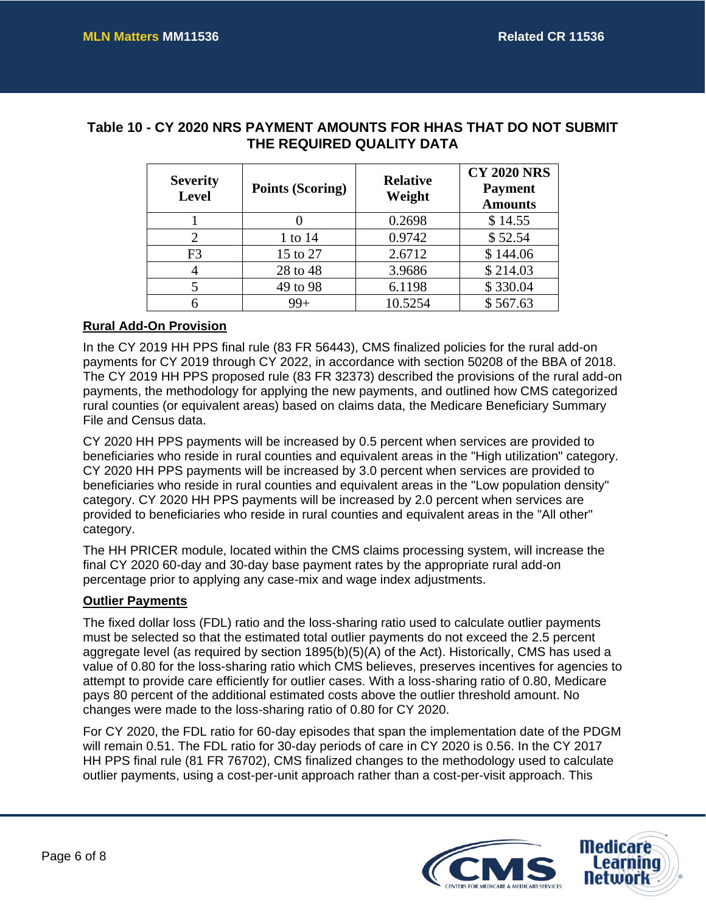### Table 10 - CY 2020 NRS PAYMENT AMOUNTS FOR HHAS THAT DO NOT SUBMIT THE REQUIRED QUALITY DATA

| Severity Level | Points (Scoring) | Relative Weight | CY 2020 NRS Payment Amounts |
|---|---|---|---|
| 1 | 0 | 0.2698 | $ 14.55 |
| 2 | 1 to 14 | 0.9742 | $ 52.54 |
| F3 | 15 to 27 | 2.6712 | $ 144.06 |
| 4 | 28 to 48 | 3.9686 | $ 214.03 |
| 5 | 49 to 98 | 6.1198 | $ 330.04 |
| 6 | 99+ | 10.5254 | $ 567.63 |

**Rural Add-On Provision**

In the CY 2019 HH PPS final rule (83 FR 56443), CMS finalized policies for the rural add-on payments for CY 2019 through CY 2022, in accordance with section 50208 of the BBA of 2018. The CY 2019 HH PPS proposed rule (83 FR 32373) described the provisions of the rural add-on payments, the methodology for applying the new payments, and outlined how CMS categorized rural counties (or equivalent areas) based on claims data, the Medicare Beneficiary Summary File and Census data.

CY 2020 HH PPS payments will be increased by 0.5 percent when services are provided to beneficiaries who reside in rural counties and equivalent areas in the "High utilization" category. CY 2020 HH PPS payments will be increased by 3.0 percent when services are provided to beneficiaries who reside in rural counties and equivalent areas in the "Low population density" category. CY 2020 HH PPS payments will be increased by 2.0 percent when services are provided to beneficiaries who reside in rural counties and equivalent areas in the "All other" category.

The HH PRICER module, located within the CMS claims processing system, will increase the final CY 2020 60-day and 30-day base payment rates by the appropriate rural add-on percentage prior to applying any case-mix and wage index adjustments.

**Outlier Payments**

The fixed dollar loss (FDL) ratio and the loss-sharing ratio used to calculate outlier payments must be selected so that the estimated total outlier payments do not exceed the 2.5 percent aggregate level (as required by section 1895(b)(5)(A) of the Act). Historically, CMS has used a value of 0.80 for the loss-sharing ratio which CMS believes, preserves incentives for agencies to attempt to provide care efficiently for outlier cases. With a loss-sharing ratio of 0.80, Medicare pays 80 percent of the additional estimated costs above the outlier threshold amount. No changes were made to the loss-sharing ratio of 0.80 for CY 2020.

For CY 2020, the FDL ratio for 60-day episodes that span the implementation date of the PDGM will remain 0.51. The FDL ratio for 30-day periods of care in CY 2020 is 0.56. In the CY 2017 HH PPS final rule (81 FR 76702), CMS finalized changes to the methodology used to calculate outlier payments, using a cost-per-unit approach rather than a cost-per-visit approach. This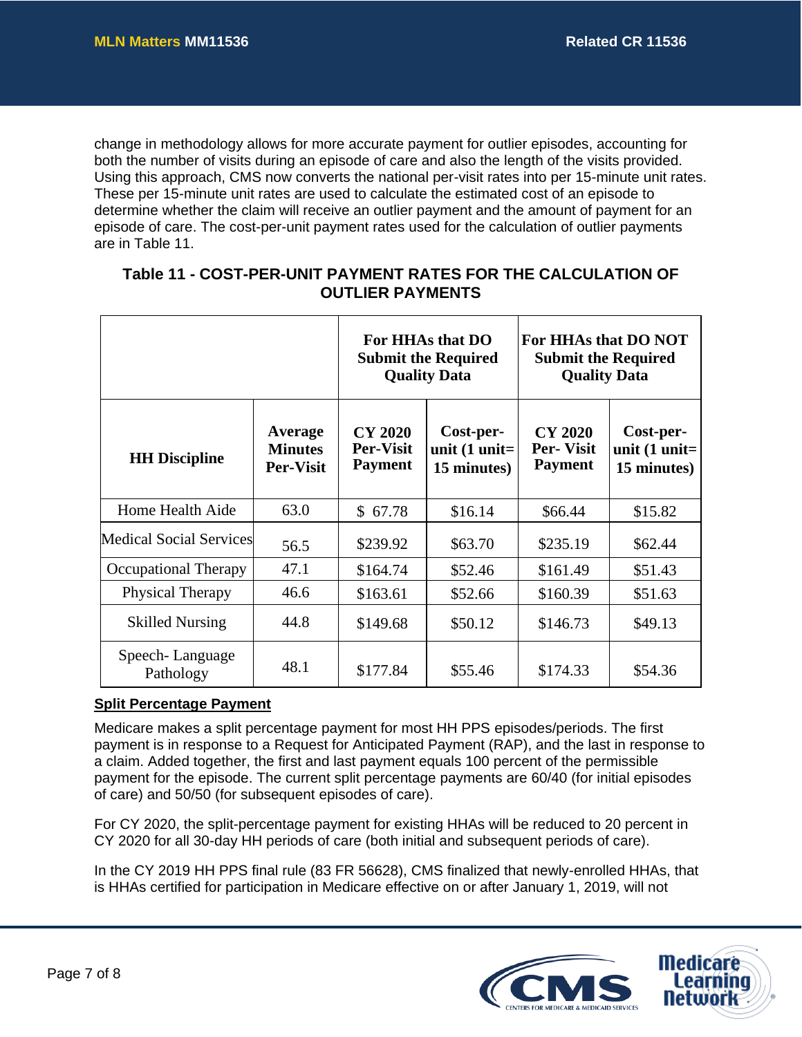change in methodology allows for more accurate payment for outlier episodes, accounting for both the number of visits during an episode of care and also the length of the visits provided. Using this approach, CMS now converts the national per-visit rates into per 15-minute unit rates. These per 15-minute unit rates are used to calculate the estimated cost of an episode to determine whether the claim will receive an outlier payment and the amount of payment for an episode of care. The cost-per-unit payment rates used for the calculation of outlier payments are in Table 11.

**Table 11 - COST-PER-UNIT PAYMENT RATES FOR THE CALCULATION OF OUTLIER PAYMENTS**

| | | For HHAs that DO Submit the Required Quality Data | | For HHAs that DO NOT Submit the Required Quality Data | |
|---|---|---|---|---|---|
| **HH Discipline** | **Average Minutes Per-Visit** | **CY 2020 Per-Visit Payment** | **Cost-per-unit (1 unit= 15 minutes)** | **CY 2020 Per- Visit Payment** | **Cost-per-unit (1 unit= 15 minutes)** |
| Home Health Aide | 63.0 | $ 67.78 | $16.14 | $66.44 | $15.82 |
| Medical Social Services | 56.5 | $239.92 | $63.70 | $235.19 | $62.44 |
| Occupational Therapy | 47.1 | $164.74 | $52.46 | $161.49 | $51.43 |
| Physical Therapy | 46.6 | $163.61 | $52.66 | $160.39 | $51.63 |
| Skilled Nursing | 44.8 | $149.68 | $50.12 | $146.73 | $49.13 |
| Speech- Language Pathology | 48.1 | $177.84 | $55.46 | $174.33 | $54.36 |

### Split Percentage Payment

Medicare makes a split percentage payment for most HH PPS episodes/periods. The first payment is in response to a Request for Anticipated Payment (RAP), and the last in response to a claim. Added together, the first and last payment equals 100 percent of the permissible payment for the episode. The current split percentage payments are 60/40 (for initial episodes of care) and 50/50 (for subsequent episodes of care).

For CY 2020, the split-percentage payment for existing HHAs will be reduced to 20 percent in CY 2020 for all 30-day HH periods of care (both initial and subsequent periods of care).

In the CY 2019 HH PPS final rule (83 FR 56628), CMS finalized that newly-enrolled HHAs, that is HHAs certified for participation in Medicare effective on or after January 1, 2019, will not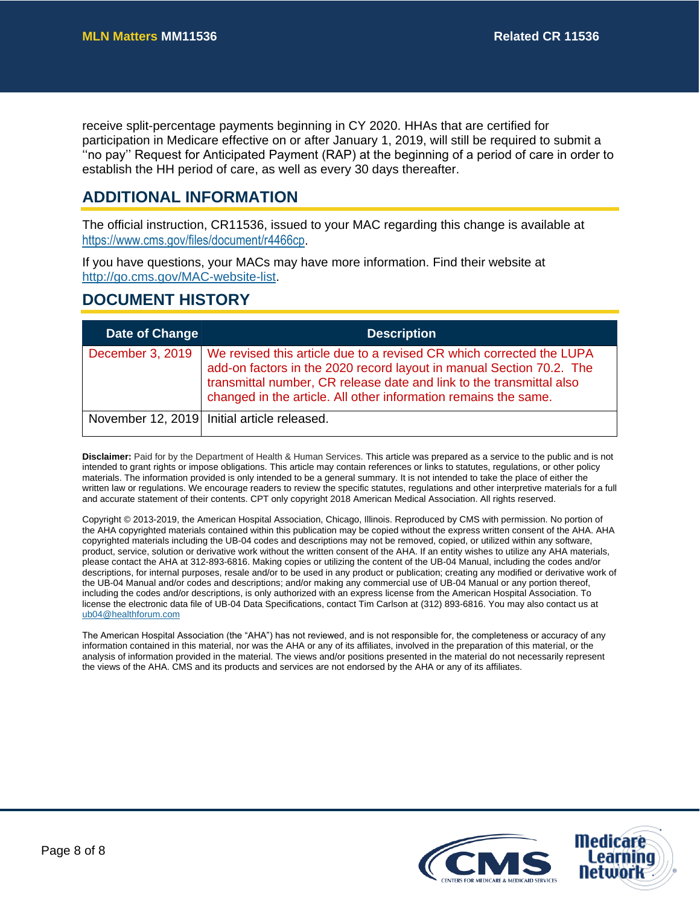receive split-percentage payments beginning in CY 2020. HHAs that are certified for participation in Medicare effective on or after January 1, 2019, will still be required to submit a ''no pay'' Request for Anticipated Payment (RAP) at the beginning of a period of care in order to establish the HH period of care, as well as every 30 days thereafter.

## ADDITIONAL INFORMATION

The official instruction, CR11536, issued to your MAC regarding this change is available at https://www.cms.gov/files/document/r4466cp.

If you have questions, your MACs may have more information. Find their website at http://go.cms.gov/MAC-website-list.

## DOCUMENT HISTORY

| Date of Change | Description |
| --- | --- |
| December 3, 2019 | We revised this article due to a revised CR which corrected the LUPA add-on factors in the 2020 record layout in manual Section 70.2. The transmittal number, CR release date and link to the transmittal also changed in the article. All other information remains the same. |
| November 12, 2019 | Initial article released. |

**Disclaimer:** Paid for by the Department of Health & Human Services. This article was prepared as a service to the public and is not intended to grant rights or impose obligations. This article may contain references or links to statutes, regulations, or other policy materials. The information provided is only intended to be a general summary. It is not intended to take the place of either the written law or regulations. We encourage readers to review the specific statutes, regulations and other interpretive materials for a full and accurate statement of their contents. CPT only copyright 2018 American Medical Association. All rights reserved.

Copyright © 2013-2019, the American Hospital Association, Chicago, Illinois. Reproduced by CMS with permission. No portion of the AHA copyrighted materials contained within this publication may be copied without the express written consent of the AHA. AHA copyrighted materials including the UB-04 codes and descriptions may not be removed, copied, or utilized within any software, product, service, solution or derivative work without the written consent of the AHA. If an entity wishes to utilize any AHA materials, please contact the AHA at 312-893-6816. Making copies or utilizing the content of the UB-04 Manual, including the codes and/or descriptions, for internal purposes, resale and/or to be used in any product or publication; creating any modified or derivative work of the UB-04 Manual and/or codes and descriptions; and/or making any commercial use of UB-04 Manual or any portion thereof, including the codes and/or descriptions, is only authorized with an express license from the American Hospital Association. To license the electronic data file of UB-04 Data Specifications, contact Tim Carlson at (312) 893-6816. You may also contact us at ub04@healthforum.com

The American Hospital Association (the "AHA") has not reviewed, and is not responsible for, the completeness or accuracy of any information contained in this material, nor was the AHA or any of its affiliates, involved in the preparation of this material, or the analysis of information provided in the material. The views and/or positions presented in the material do not necessarily represent the views of the AHA. CMS and its products and services are not endorsed by the AHA or any of its affiliates.